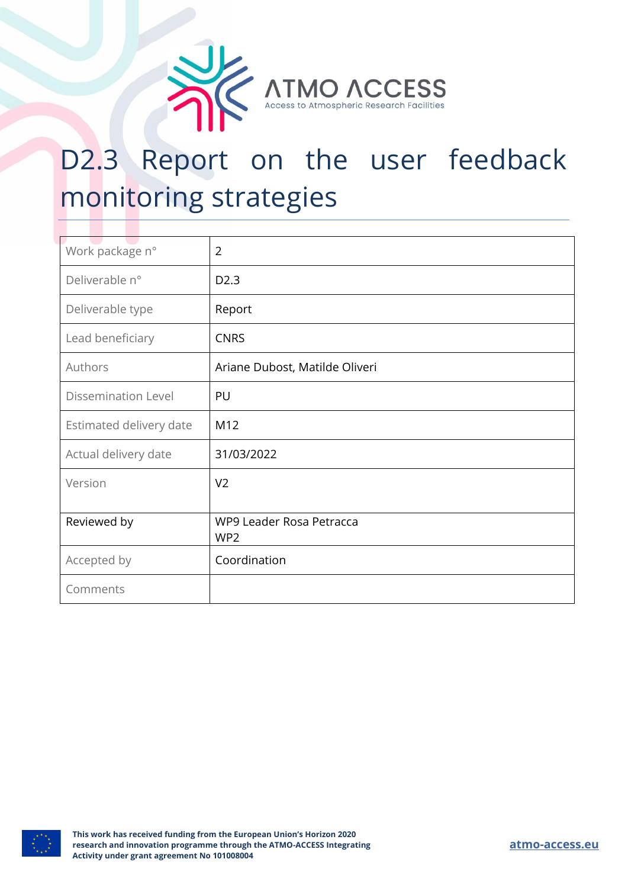ATMO ACCESS
Access to Atmospheric Research Facilities

# D2.3 Report on the user feedback monitoring strategies

| | |
|---|---|
| Work package n° | 2 |
| Deliverable n° | D2.3 |
| Deliverable type | Report |
| Lead beneficiary | CNRS |
| Authors | Ariane Dubost, Matilde Oliveri |
| Dissemination Level | PU |
| Estimated delivery date | M12 |
| Actual delivery date | 31/03/2022 |
| Version | V2 |
| Reviewed by | WP9 Leader Rosa Petracca<br>WP2 |
| Accepted by | Coordination |
| Comments | |

**This work has received funding from the European Union's Horizon 2020 research and innovation programme through the ATMO-ACCESS Integrating Activity under grant agreement No 101008004**

atmo-access.eu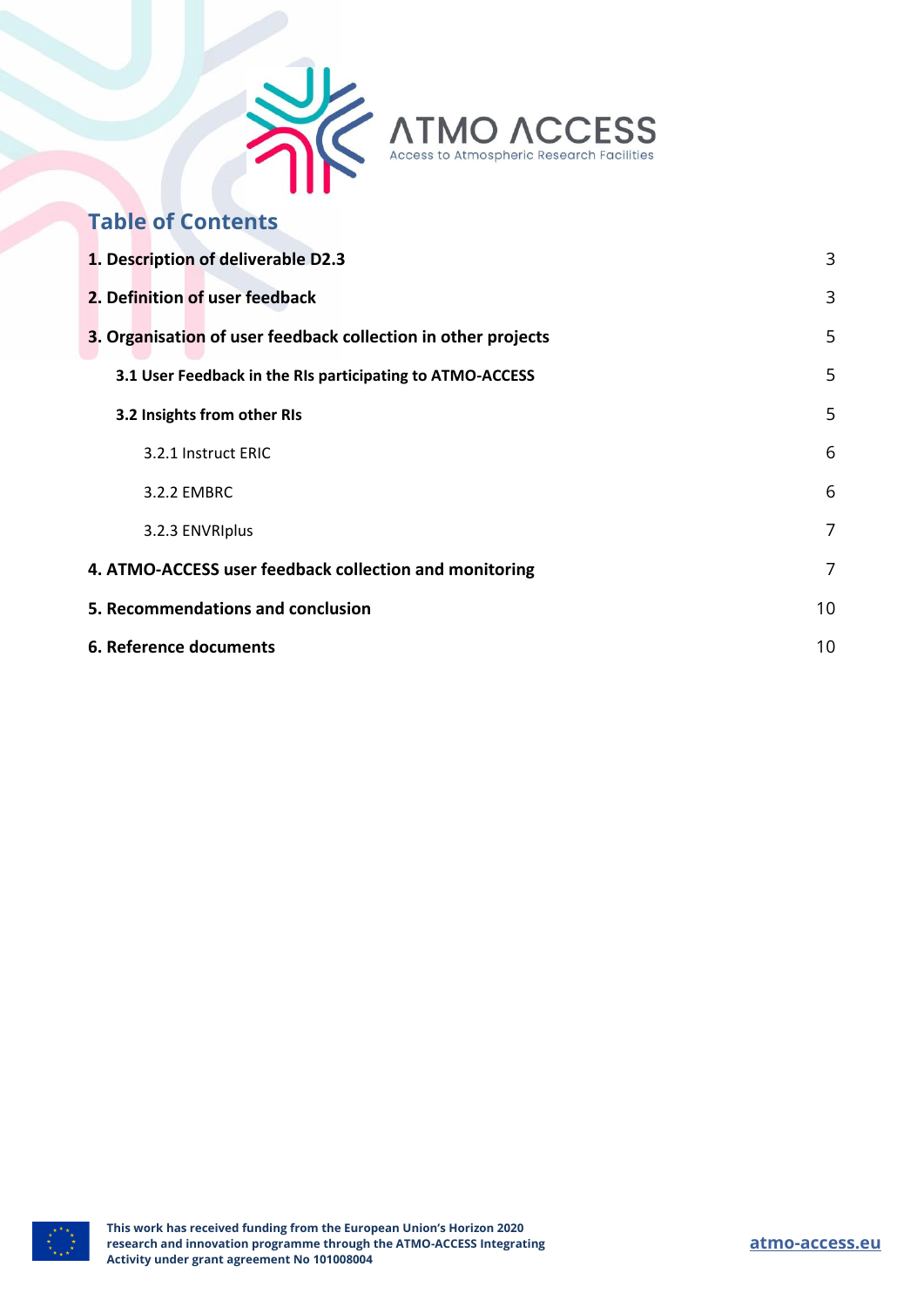## Table of Contents

| | |
|---|---|
| **1. Description of deliverable D2.3** | 3 |
| **2. Definition of user feedback** | 3 |
| **3. Organisation of user feedback collection in other projects** | 5 |
| **3.1 User Feedback in the RIs participating to ATMO-ACCESS** | 5 |
| **3.2 Insights from other RIs** | 5 |
| 3.2.1 Instruct ERIC | 6 |
| 3.2.2 EMBRC | 6 |
| 3.2.3 ENVRIplus | 7 |
| **4. ATMO-ACCESS user feedback collection and monitoring** | 7 |
| **5. Recommendations and conclusion** | 10 |
| **6. Reference documents** | 10 |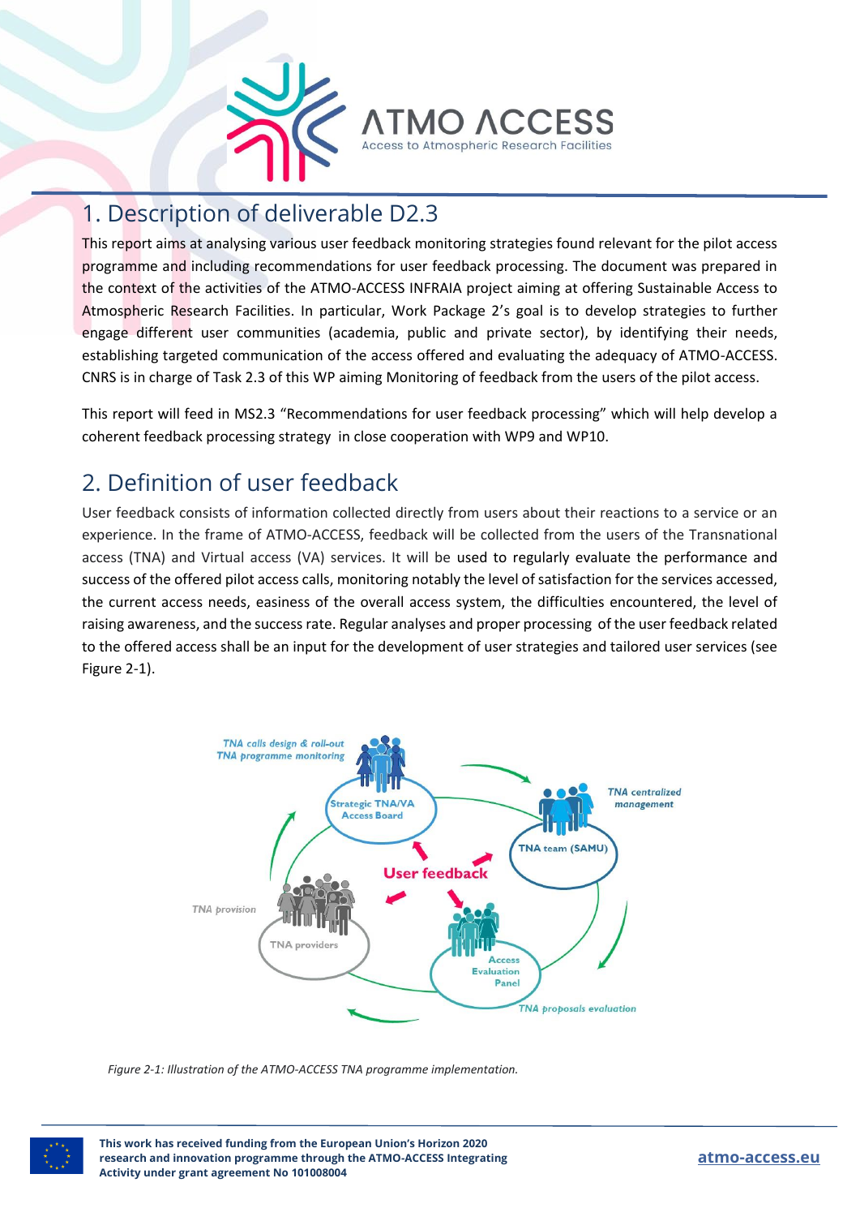## 1. Description of deliverable D2.3

This report aims at analysing various user feedback monitoring strategies found relevant for the pilot access programme and including recommendations for user feedback processing. The document was prepared in the context of the activities of the ATMO-ACCESS INFRAIA project aiming at offering Sustainable Access to Atmospheric Research Facilities. In particular, Work Package 2's goal is to develop strategies to further engage different user communities (academia, public and private sector), by identifying their needs, establishing targeted communication of the access offered and evaluating the adequacy of ATMO-ACCESS. CNRS is in charge of Task 2.3 of this WP aiming Monitoring of feedback from the users of the pilot access.

This report will feed in MS2.3 "Recommendations for user feedback processing" which will help develop a coherent feedback processing strategy in close cooperation with WP9 and WP10.

## 2. Definition of user feedback

User feedback consists of information collected directly from users about their reactions to a service or an experience. In the frame of ATMO-ACCESS, feedback will be collected from the users of the Transnational access (TNA) and Virtual access (VA) services. It will be used to regularly evaluate the performance and success of the offered pilot access calls, monitoring notably the level of satisfaction for the services accessed, the current access needs, easiness of the overall access system, the difficulties encountered, the level of raising awareness, and the success rate. Regular analyses and proper processing of the user feedback related to the offered access shall be an input for the development of user strategies and tailored user services (see Figure 2-1).

*Figure 2-1: Illustration of the ATMO-ACCESS TNA programme implementation.*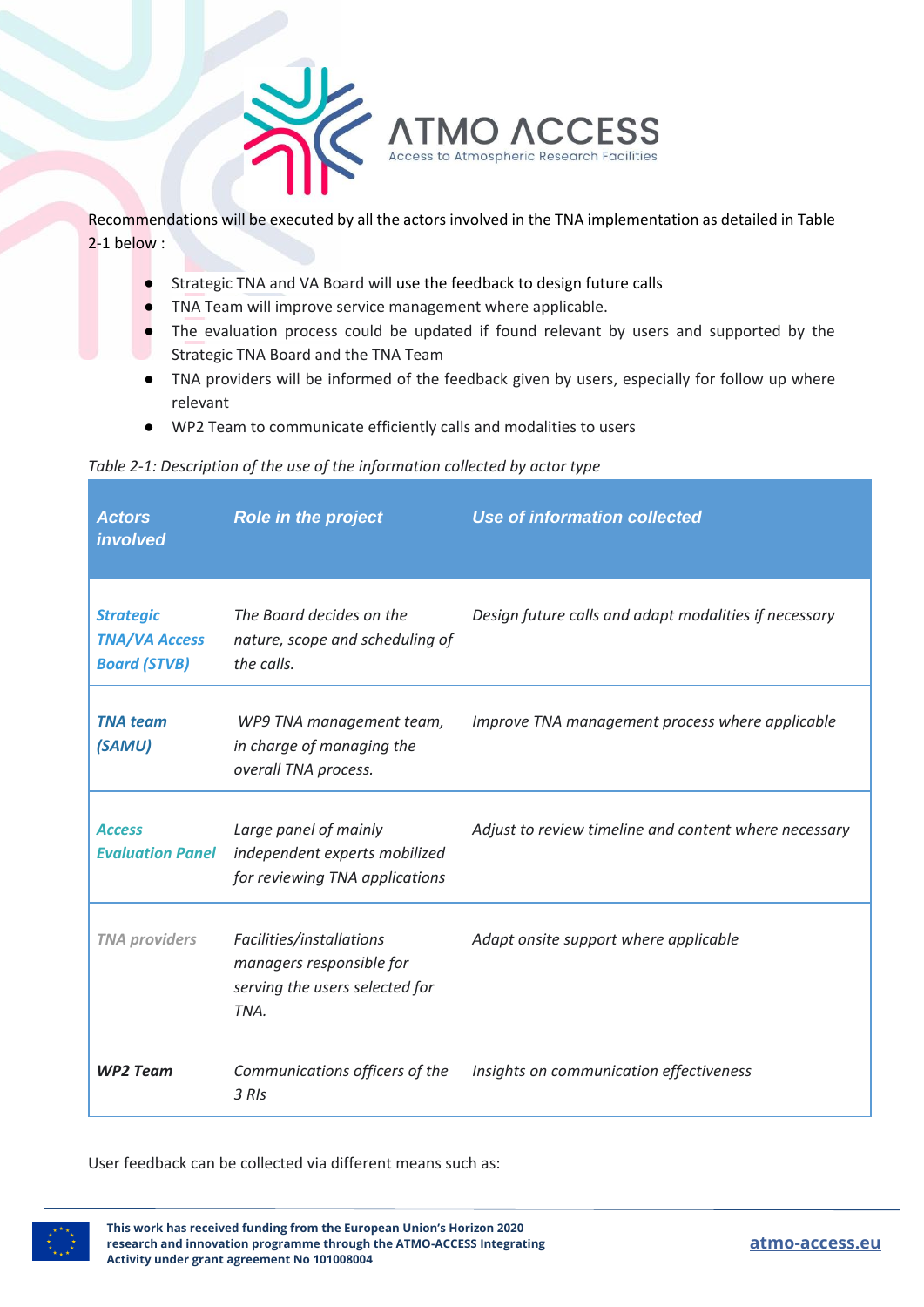Recommendations will be executed by all the actors involved in the TNA implementation as detailed in Table 2-1 below :

- Strategic TNA and VA Board will use the feedback to design future calls
- TNA Team will improve service management where applicable.
- The evaluation process could be updated if found relevant by users and supported by the Strategic TNA Board and the TNA Team
- TNA providers will be informed of the feedback given by users, especially for follow up where relevant
- WP2 Team to communicate efficiently calls and modalities to users

*Table 2-1: Description of the use of the information collected by actor type*

| *Actors involved* | *Role in the project* | *Use of information collected* |
|---|---|---|
| ***Strategic TNA/VA Access Board (STVB)*** | *The Board decides on the nature, scope and scheduling of the calls.* | *Design future calls and adapt modalities if necessary* |
| ***TNA team (SAMU)*** | *WP9 TNA management team, in charge of managing the overall TNA process.* | *Improve TNA management process where applicable* |
| ***Access Evaluation Panel*** | *Large panel of mainly independent experts mobilized for reviewing TNA applications* | *Adjust to review timeline and content where necessary* |
| ***TNA providers*** | *Facilities/installations managers responsible for serving the users selected for TNA.* | *Adapt onsite support where applicable* |
| ***WP2 Team*** | *Communications officers of the 3 RIs* | *Insights on communication effectiveness* |

User feedback can be collected via different means such as: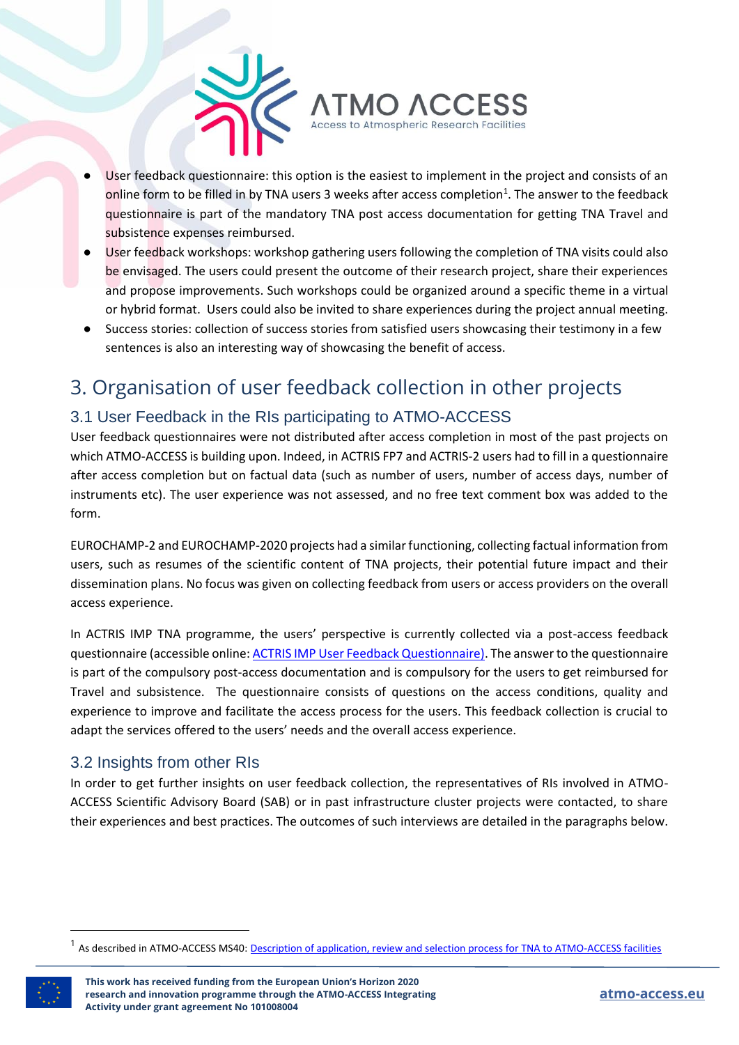- User feedback questionnaire: this option is the easiest to implement in the project and consists of an online form to be filled in by TNA users 3 weeks after access completion[1]. The answer to the feedback questionnaire is part of the mandatory TNA post access documentation for getting TNA Travel and subsistence expenses reimbursed.
- User feedback workshops: workshop gathering users following the completion of TNA visits could also be envisaged. The users could present the outcome of their research project, share their experiences and propose improvements. Such workshops could be organized around a specific theme in a virtual or hybrid format. Users could also be invited to share experiences during the project annual meeting.
- Success stories: collection of success stories from satisfied users showcasing their testimony in a few sentences is also an interesting way of showcasing the benefit of access.

# 3. Organisation of user feedback collection in other projects

## 3.1 User Feedback in the RIs participating to ATMO-ACCESS

User feedback questionnaires were not distributed after access completion in most of the past projects on which ATMO-ACCESS is building upon. Indeed, in ACTRIS FP7 and ACTRIS-2 users had to fill in a questionnaire after access completion but on factual data (such as number of users, number of access days, number of instruments etc). The user experience was not assessed, and no free text comment box was added to the form.

EUROCHAMP-2 and EUROCHAMP-2020 projects had a similar functioning, collecting factual information from users, such as resumes of the scientific content of TNA projects, their potential future impact and their dissemination plans. No focus was given on collecting feedback from users or access providers on the overall access experience.

In ACTRIS IMP TNA programme, the users' perspective is currently collected via a post-access feedback questionnaire (accessible online: ACTRIS IMP User Feedback Questionnaire). The answer to the questionnaire is part of the compulsory post-access documentation and is compulsory for the users to get reimbursed for Travel and subsistence. The questionnaire consists of questions on the access conditions, quality and experience to improve and facilitate the access process for the users. This feedback collection is crucial to adapt the services offered to the users' needs and the overall access experience.

## 3.2 Insights from other RIs

In order to get further insights on user feedback collection, the representatives of RIs involved in ATMO-ACCESS Scientific Advisory Board (SAB) or in past infrastructure cluster projects were contacted, to share their experiences and best practices. The outcomes of such interviews are detailed in the paragraphs below.

[1] As described in ATMO-ACCESS MS40: Description of application, review and selection process for TNA to ATMO-ACCESS facilities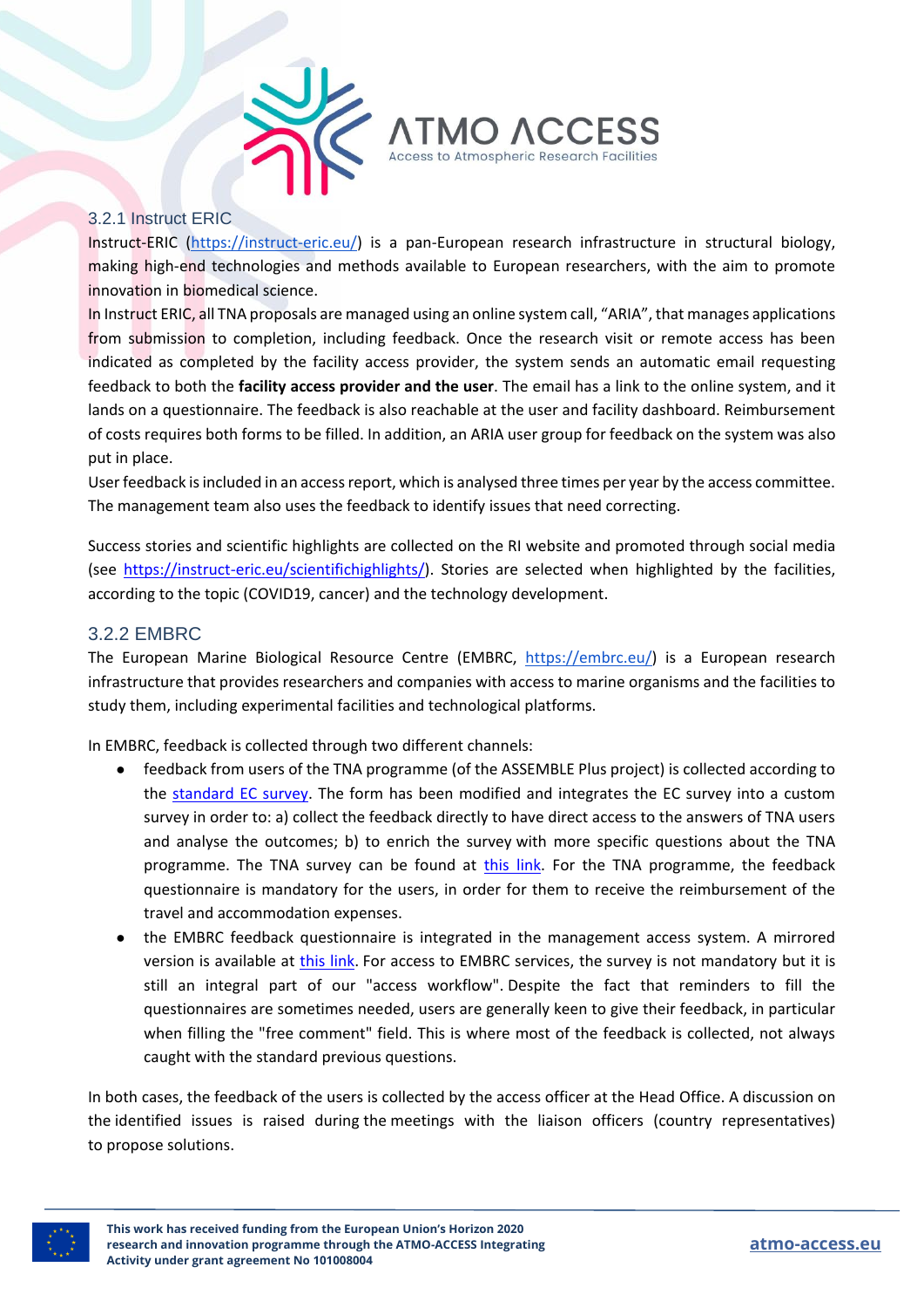### 3.2.1 Instruct ERIC

Instruct-ERIC (https://instruct-eric.eu/) is a pan-European research infrastructure in structural biology, making high-end technologies and methods available to European researchers, with the aim to promote innovation in biomedical science.

In Instruct ERIC, all TNA proposals are managed using an online system call, "ARIA", that manages applications from submission to completion, including feedback. Once the research visit or remote access has been indicated as completed by the facility access provider, the system sends an automatic email requesting feedback to both the **facility access provider and the user**. The email has a link to the online system, and it lands on a questionnaire. The feedback is also reachable at the user and facility dashboard. Reimbursement of costs requires both forms to be filled. In addition, an ARIA user group for feedback on the system was also put in place.

User feedback is included in an access report, which is analysed three times per year by the access committee. The management team also uses the feedback to identify issues that need correcting.

Success stories and scientific highlights are collected on the RI website and promoted through social media (see https://instruct-eric.eu/scientifichighlights/). Stories are selected when highlighted by the facilities, according to the topic (COVID19, cancer) and the technology development.

### 3.2.2 EMBRC

The European Marine Biological Resource Centre (EMBRC, https://embrc.eu/) is a European research infrastructure that provides researchers and companies with access to marine organisms and the facilities to study them, including experimental facilities and technological platforms.

In EMBRC, feedback is collected through two different channels:

- feedback from users of the TNA programme (of the ASSEMBLE Plus project) is collected according to the standard EC survey. The form has been modified and integrates the EC survey into a custom survey in order to: a) collect the feedback directly to have direct access to the answers of TNA users and analyse the outcomes; b) to enrich the survey with more specific questions about the TNA programme. The TNA survey can be found at this link. For the TNA programme, the feedback questionnaire is mandatory for the users, in order for them to receive the reimbursement of the travel and accommodation expenses.
- the EMBRC feedback questionnaire is integrated in the management access system. A mirrored version is available at this link. For access to EMBRC services, the survey is not mandatory but it is still an integral part of our "access workflow". Despite the fact that reminders to fill the questionnaires are sometimes needed, users are generally keen to give their feedback, in particular when filling the "free comment" field. This is where most of the feedback is collected, not always caught with the standard previous questions.

In both cases, the feedback of the users is collected by the access officer at the Head Office. A discussion on the identified issues is raised during the meetings with the liaison officers (country representatives) to propose solutions.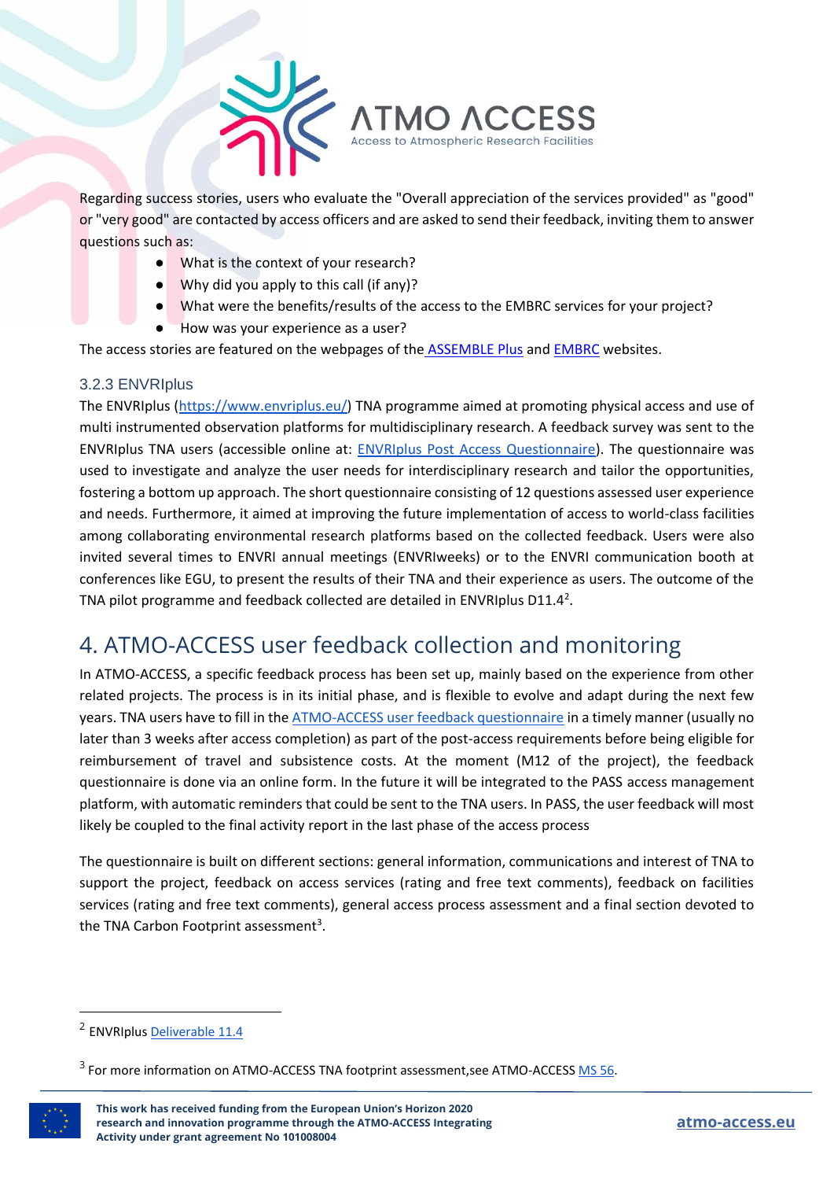Regarding success stories, users who evaluate the "Overall appreciation of the services provided" as "good" or "very good" are contacted by access officers and are asked to send their feedback, inviting them to answer questions such as:

- What is the context of your research?
- Why did you apply to this call (if any)?
- What were the benefits/results of the access to the EMBRC services for your project?
- How was your experience as a user?

The access stories are featured on the webpages of the ASSEMBLE Plus and EMBRC websites.

### 3.2.3 ENVRIplus

The ENVRIplus (https://www.envriplus.eu/) TNA programme aimed at promoting physical access and use of multi instrumented observation platforms for multidisciplinary research. A feedback survey was sent to the ENVRIplus TNA users (accessible online at: ENVRIplus Post Access Questionnaire). The questionnaire was used to investigate and analyze the user needs for interdisciplinary research and tailor the opportunities, fostering a bottom up approach. The short questionnaire consisting of 12 questions assessed user experience and needs. Furthermore, it aimed at improving the future implementation of access to world-class facilities among collaborating environmental research platforms based on the collected feedback. Users were also invited several times to ENVRI annual meetings (ENVRIweeks) or to the ENVRI communication booth at conferences like EGU, to present the results of their TNA and their experience as users. The outcome of the TNA pilot programme and feedback collected are detailed in ENVRIplus D11.4[2].

# 4. ATMO-ACCESS user feedback collection and monitoring

In ATMO-ACCESS, a specific feedback process has been set up, mainly based on the experience from other related projects. The process is in its initial phase, and is flexible to evolve and adapt during the next few years. TNA users have to fill in the ATMO-ACCESS user feedback questionnaire in a timely manner (usually no later than 3 weeks after access completion) as part of the post-access requirements before being eligible for reimbursement of travel and subsistence costs. At the moment (M12 of the project), the feedback questionnaire is done via an online form. In the future it will be integrated to the PASS access management platform, with automatic reminders that could be sent to the TNA users. In PASS, the user feedback will most likely be coupled to the final activity report in the last phase of the access process

The questionnaire is built on different sections: general information, communications and interest of TNA to support the project, feedback on access services (rating and free text comments), feedback on facilities services (rating and free text comments), general access process assessment and a final section devoted to the TNA Carbon Footprint assessment[3].

---

[2] ENVRIplus Deliverable 11.4

[3] For more information on ATMO-ACCESS TNA footprint assessment,see ATMO-ACCESS MS 56.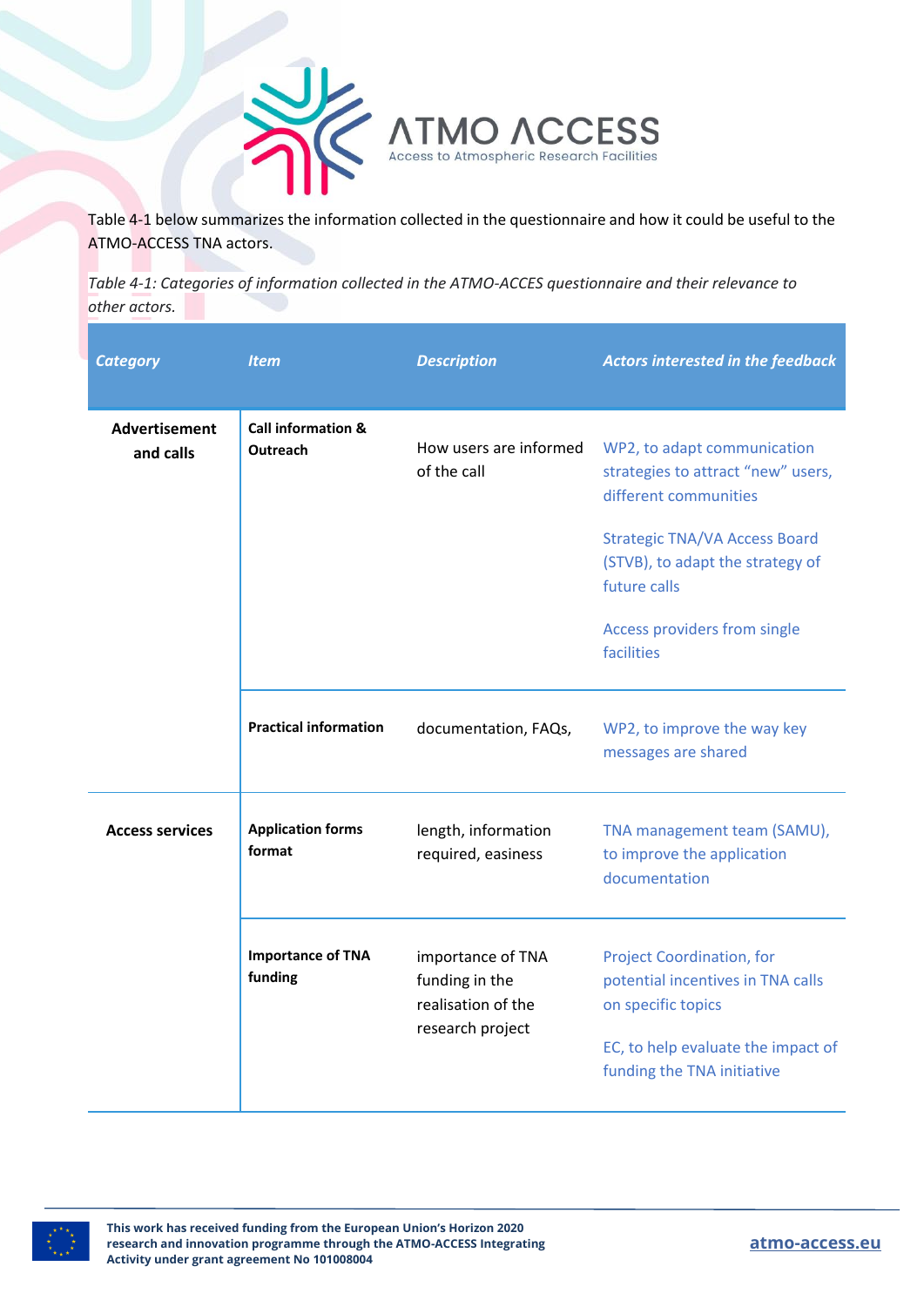Table 4-1 below summarizes the information collected in the questionnaire and how it could be useful to the ATMO-ACCESS TNA actors.

*Table 4-1: Categories of information collected in the ATMO-ACCES questionnaire and their relevance to other actors.*

| *Category* | *Item* | *Description* | *Actors interested in the feedback* |
|---|---|---|---|
| **Advertisement and calls** | **Call information & Outreach** | How users are informed of the call | WP2, to adapt communication strategies to attract "new" users, different communities<br><br>Strategic TNA/VA Access Board (STVB), to adapt the strategy of future calls<br><br>Access providers from single facilities |
| | **Practical information** | documentation, FAQs, | WP2, to improve the way key messages are shared |
| **Access services** | **Application forms format** | length, information required, easiness | TNA management team (SAMU), to improve the application documentation |
| | **Importance of TNA funding** | importance of TNA funding in the realisation of the research project | Project Coordination, for potential incentives in TNA calls on specific topics<br><br>EC, to help evaluate the impact of funding the TNA initiative |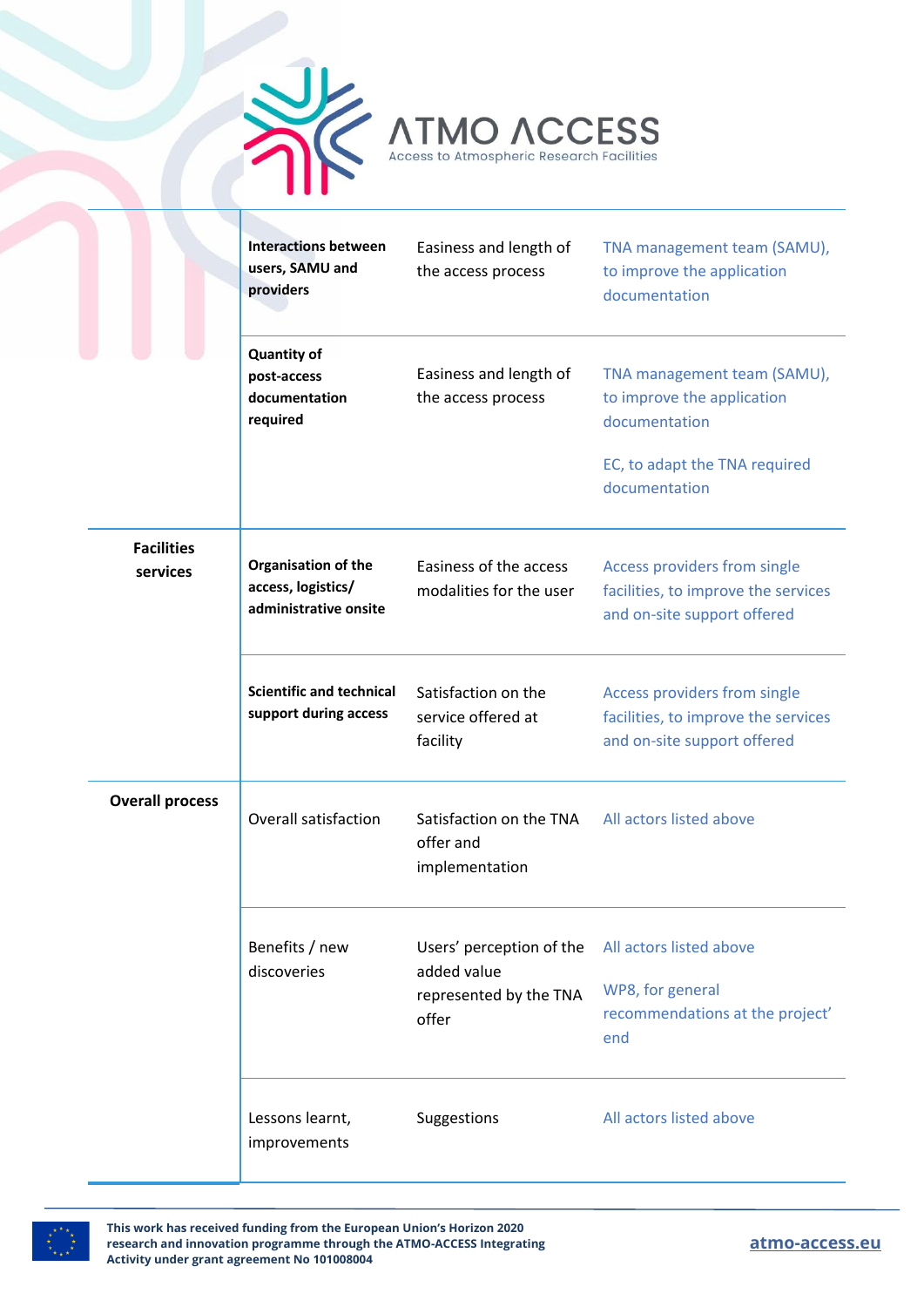| | | | |
|---|---|---|---|
| | **Interactions between users, SAMU and providers** | Easiness and length of the access process | TNA management team (SAMU), to improve the application documentation |
| | **Quantity of post-access documentation required** | Easiness and length of the access process | TNA management team (SAMU), to improve the application documentation<br><br>EC, to adapt the TNA required documentation |
| **Facilities services** | **Organisation of the access, logistics/ administrative onsite** | Easiness of the access modalities for the user | Access providers from single facilities, to improve the services and on-site support offered |
| | **Scientific and technical support during access** | Satisfaction on the service offered at facility | Access providers from single facilities, to improve the services and on-site support offered |
| **Overall process** | Overall satisfaction | Satisfaction on the TNA offer and implementation | All actors listed above |
| | Benefits / new discoveries | Users' perception of the added value represented by the TNA offer | All actors listed above<br><br>WP8, for general recommendations at the project' end |
| | Lessons learnt, improvements | Suggestions | All actors listed above |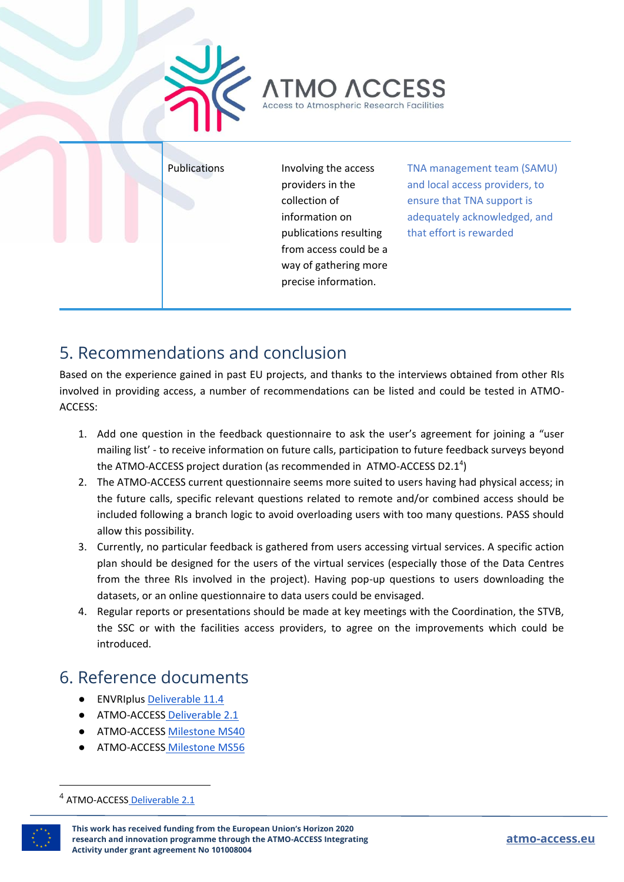| | | |
|---|---|---|
| Publications | Involving the access providers in the collection of information on publications resulting from access could be a way of gathering more precise information. | TNA management team (SAMU) and local access providers, to ensure that TNA support is adequately acknowledged, and that effort is rewarded |

# 5. Recommendations and conclusion

Based on the experience gained in past EU projects, and thanks to the interviews obtained from other RIs involved in providing access, a number of recommendations can be listed and could be tested in ATMO-ACCESS:

1. Add one question in the feedback questionnaire to ask the user's agreement for joining a "user mailing list' - to receive information on future calls, participation to future feedback surveys beyond the ATMO-ACCESS project duration (as recommended in ATMO-ACCESS D2.1[4])
2. The ATMO-ACCESS current questionnaire seems more suited to users having had physical access; in the future calls, specific relevant questions related to remote and/or combined access should be included following a branch logic to avoid overloading users with too many questions. PASS should allow this possibility.
3. Currently, no particular feedback is gathered from users accessing virtual services. A specific action plan should be designed for the users of the virtual services (especially those of the Data Centres from the three RIs involved in the project). Having pop-up questions to users downloading the datasets, or an online questionnaire to data users could be envisaged.
4. Regular reports or presentations should be made at key meetings with the Coordination, the STVB, the SSC or with the facilities access providers, to agree on the improvements which could be introduced.

# 6. Reference documents

- ENVRIplus Deliverable 11.4
- ATMO-ACCESS Deliverable 2.1
- ATMO-ACCESS Milestone MS40
- ATMO-ACCESS Milestone MS56

[4] ATMO-ACCESS Deliverable 2.1

**This work has received funding from the European Union's Horizon 2020 research and innovation programme through the ATMO-ACCESS Integrating Activity under grant agreement No 101008004**

**atmo-access.eu**